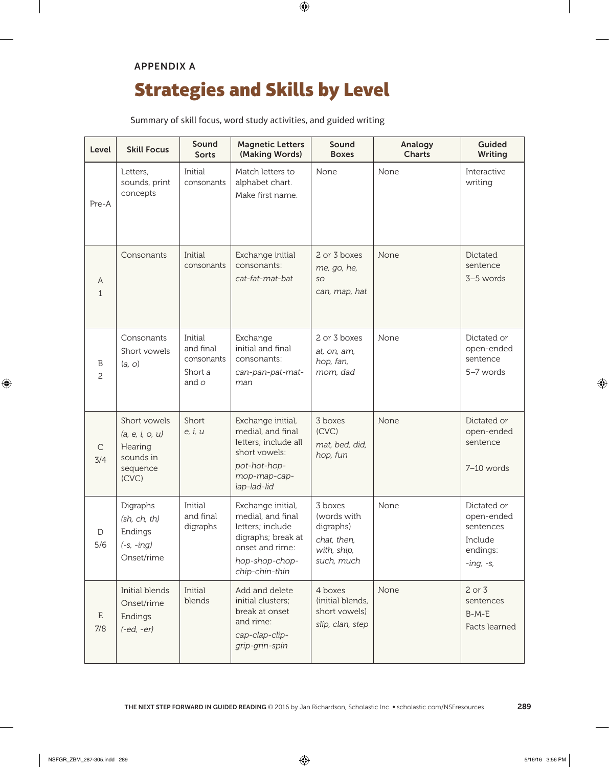APPENDIX A

# Strategies and Skills by Level

Summary of skill focus, word study activities, and guided writing

| Level | Skill Focus | Sound Sorts | Magnetic Letters (Making Words) | Sound Boxes | Analogy Charts | Guided Writing |
|---|---|---|---|---|---|---|
| Pre-A | Letters, sounds, print concepts | Initial consonants | Match letters to alphabet chart. Make first name. | None | None | Interactive writing |
| A 1 | Consonants | Initial consonants | Exchange initial consonants: *cat-fat-mat-bat* | 2 or 3 boxes *me, go, he, so* *can, map, hat* | None | Dictated sentence 3–5 words |
| B 2 | Consonants Short vowels *(a, o)* | Initial and final consonants Short *a* and *o* | Exchange initial and final consonants: *can-pan-pat-mat-man* | 2 or 3 boxes *at, on, am, hop, fan, mom, dad* | None | Dictated or open-ended sentence 5–7 words |
| C 3/4 | Short vowels *(a, e, i, o, u)* Hearing sounds in sequence (CVC) | Short *e, i, u* | Exchange initial, medial, and final letters; include all short vowels: *pot-hot-hop-mop-map-cap-lap-lad-lid* | 3 boxes (CVC) *mat, bed, did, hop, fun* | None | Dictated or open-ended sentence 7–10 words |
| D 5/6 | Digraphs *(sh, ch, th)* Endings *(-s, -ing)* Onset/rime | Initial and final digraphs | Exchange initial, medial, and final letters; include digraphs; break at onset and rime: *hop-shop-chop-chip-chin-thin* | 3 boxes (words with digraphs) *chat, then, with, ship, such, much* | None | Dictated or open-ended sentences Include endings: *-ing, -s,* |
| E 7/8 | Initial blends Onset/rime Endings *(-ed, -er)* | Initial blends | Add and delete initial clusters; break at onset and rime: *cap-clap-clip-grip-grin-spin* | 4 boxes (initial blends, short vowels) *slip, clan, step* | None | 2 or 3 sentences B-M-E Facts learned |

THE NEXT STEP FORWARD IN GUIDED READING © 2016 by Jan Richardson, Scholastic Inc. • scholastic.com/NSFresources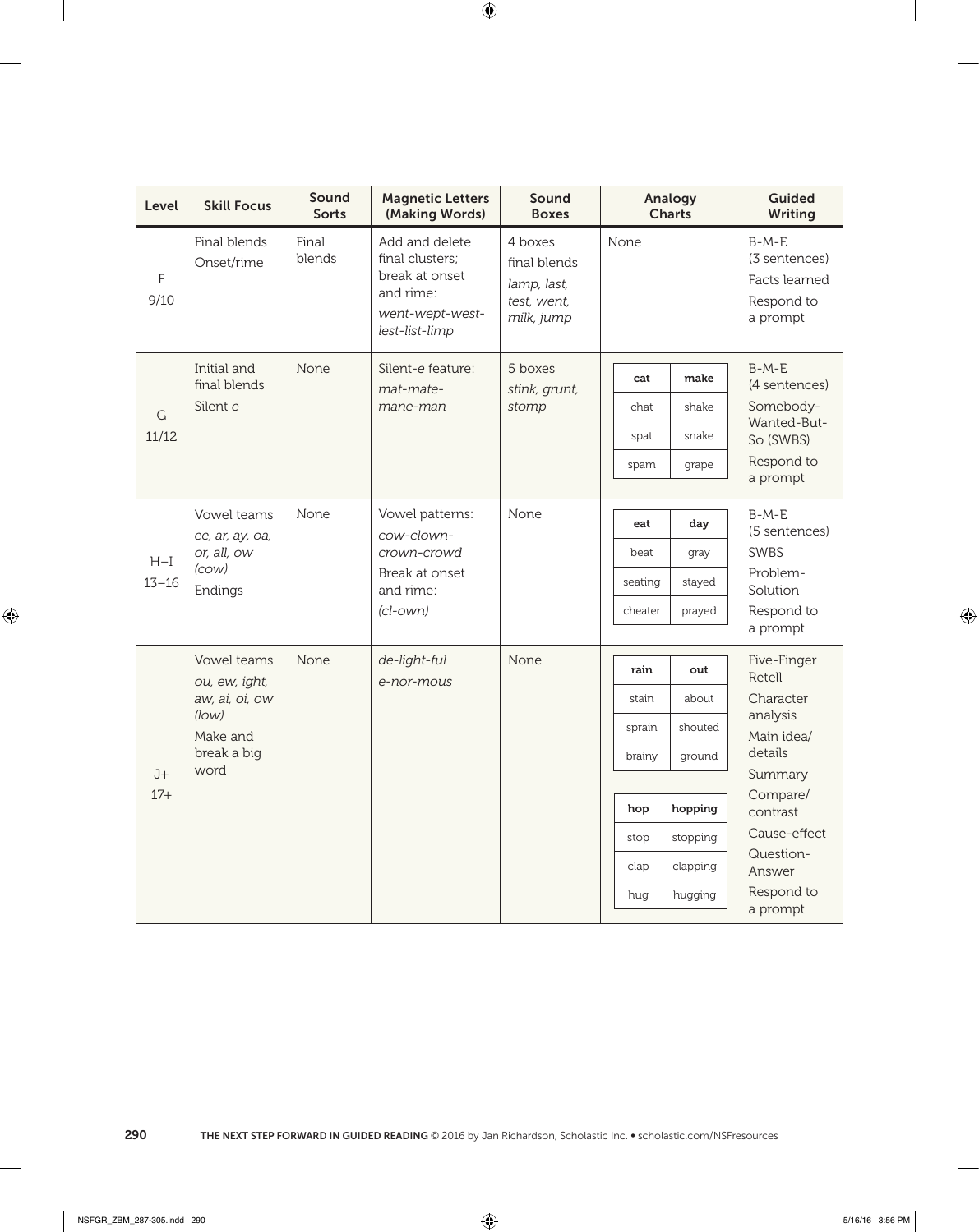| Level | Skill Focus | Sound Sorts | Magnetic Letters (Making Words) | Sound Boxes | Analogy Charts | Guided Writing |
|---|---|---|---|---|---|---|
| F<br>9/10 | Final blends<br>Onset/rime | Final blends | Add and delete final clusters; break at onset and rime:<br>*went-wept-west-lest-list-limp* | 4 boxes<br>final blends<br>*lamp, last, test, went, milk, jump* | None | B-M-E (3 sentences)<br>Facts learned<br>Respond to a prompt |
| G<br>11/12 | Initial and final blends<br>Silent *e* | None | Silent-*e* feature:<br>*mat-mate-mane-man* | 5 boxes<br>*stink, grunt, stomp* | **cat** / **make**<br>chat / shake<br>spat / snake<br>spam / grape | B-M-E (4 sentences)<br>Somebody-Wanted-But-So (SWBS)<br>Respond to a prompt |
| H–I<br>13–16 | Vowel teams<br>*ee, ar, ay, oa, or, all, ow (cow)*<br>Endings | None | Vowel patterns:<br>*cow-clown-crown-crowd*<br>Break at onset and rime:<br>*(cl-own)* | None | **eat** / **day**<br>beat / gray<br>seating / stayed<br>cheater / prayed | B-M-E (5 sentences)<br>SWBS<br>Problem-Solution<br>Respond to a prompt |
| J+<br>17+ | Vowel teams<br>*ou, ew, ight, aw, ai, oi, ow (low)*<br>Make and break a big word | None | *de-light-ful*<br>*e-nor-mous* | None | **rain** / **out**<br>stain / about<br>sprain / shouted<br>brainy / ground<br><br>**hop** / **hopping**<br>stop / stopping<br>clap / clapping<br>hug / hugging | Five-Finger Retell<br>Character analysis<br>Main idea/ details<br>Summary<br>Compare/ contrast<br>Cause-effect<br>Question-Answer<br>Respond to a prompt |

THE NEXT STEP FORWARD IN GUIDED READING © 2016 by Jan Richardson, Scholastic Inc. • scholastic.com/NSFresources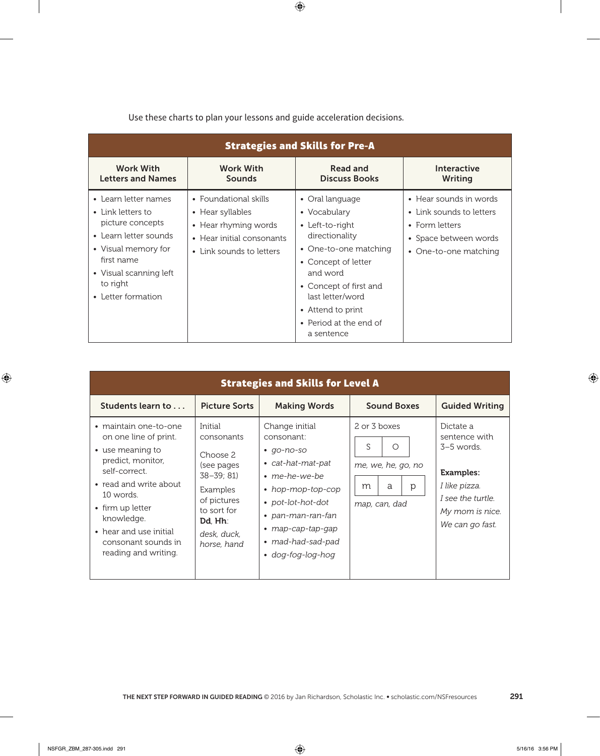Use these charts to plan your lessons and guide acceleration decisions.

| Strategies and Skills for Pre-A | | | |
|---|---|---|---|
| **Work With Letters and Names** | **Work With Sounds** | **Read and Discuss Books** | **Interactive Writing** |
| • Learn letter names<br>• Link letters to picture concepts<br>• Learn letter sounds<br>• Visual memory for first name<br>• Visual scanning left to right<br>• Letter formation | • Foundational skills<br>• Hear syllables<br>• Hear rhyming words<br>• Hear initial consonants<br>• Link sounds to letters | • Oral language<br>• Vocabulary<br>• Left-to-right directionality<br>• One-to-one matching<br>• Concept of letter and word<br>• Concept of first and last letter/word<br>• Attend to print<br>• Period at the end of a sentence | • Hear sounds in words<br>• Link sounds to letters<br>• Form letters<br>• Space between words<br>• One-to-one matching |

| Strategies and Skills for Level A | | | | |
|---|---|---|---|---|
| **Students learn to . . .** | **Picture Sorts** | **Making Words** | **Sound Boxes** | **Guided Writing** |
| • maintain one-to-one on one line of print.<br>• use meaning to predict, monitor, self-correct.<br>• read and write about 10 words.<br>• firm up letter knowledge.<br>• hear and use initial consonant sounds in reading and writing. | Initial consonants<br><br>Choose 2 (see pages 38–39; 81)<br><br>Examples of pictures to sort for **Dd**, **Hh**:<br>*desk, duck, horse, hand* | Change initial consonant:<br>• *go-no-so*<br>• *cat-hat-mat-pat*<br>• *me-he-we-be*<br>• *hop-mop-top-cop*<br>• *pot-lot-hot-dot*<br>• *pan-man-ran-fan*<br>• *map-cap-tap-gap*<br>• *mad-had-sad-pad*<br>• *dog-fog-log-hog* | 2 or 3 boxes<br>[ s \| o ]<br>*me, we, he, go, no*<br>[ m \| a \| p ]<br>*map, can, dad* | Dictate a sentence with 3–5 words.<br><br>**Examples:**<br>*I like pizza.*<br>*I see the turtle.*<br>*My mom is nice.*<br>*We can go fast.* |

**THE NEXT STEP FORWARD IN GUIDED READING** © 2016 by Jan Richardson, Scholastic Inc. • scholastic.com/NSFresources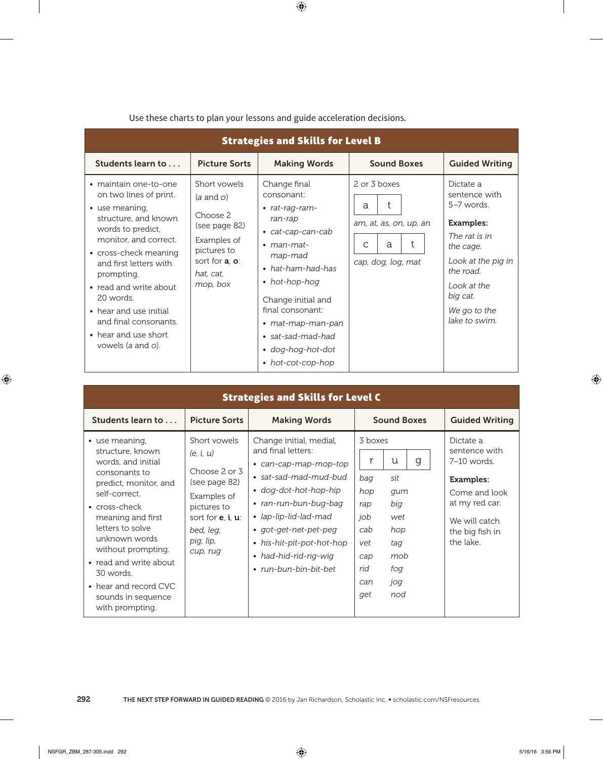Use these charts to plan your lessons and guide acceleration decisions.

## Strategies and Skills for Level B

| Students learn to . . . | Picture Sorts | Making Words | Sound Boxes | Guided Writing |
|---|---|---|---|---|
| • maintain one-to-one on two lines of print.<br>• use meaning, structure, and known words to predict, monitor, and correct.<br>• cross-check meaning and first letters with prompting.<br>• read and write about 20 words.<br>• hear and use initial and final consonants.<br>• hear and use short vowels (*a* and *o*). | Short vowels (*a* and *o*)<br><br>Choose 2 (see page 82)<br><br>Examples of pictures to sort for **a**, **o**: *hat, cat, mop, box* | Change final consonant:<br>• *rat-rag-ram-ran-rap*<br>• *cat-cap-can-cab*<br>• *man-mat-map-mad*<br>• *hat-ham-had-has*<br>• *hot-hop-hog*<br><br>Change initial and final consonant:<br>• *mat-map-man-pan*<br>• *sat-sad-mad-had*<br>• *dog-hog-hot-dot*<br>• *hot-cot-cop-hop* | 2 or 3 boxes<br><br>[ a \| t ]<br>*am, at, as, on, up, an*<br><br>[ c \| a \| t ]<br>*cap, dog, log, mat* | Dictate a sentence with 5–7 words.<br><br>**Examples:**<br>*The rat is in the cage.*<br>*Look at the pig in the road.*<br>*Look at the big cat.*<br>*We go to the lake to swim.* |

## Strategies and Skills for Level C

| Students learn to . . . | Picture Sorts | Making Words | Sound Boxes | Guided Writing |
|---|---|---|---|---|
| • use meaning, structure, known words, and initial consonants to predict, monitor, and self-correct.<br>• cross-check meaning and first letters to solve unknown words without prompting.<br>• read and write about 30 words.<br>• hear and record CVC sounds in sequence with prompting. | Short vowels (*e, i, u*)<br><br>Choose 2 or 3 (see page 82)<br><br>Examples of pictures to sort for **e**, **i**, **u**: *bed, leg, pig, lip, cup, rug* | Change initial, medial, and final letters:<br>• *can-cap-map-mop-top*<br>• *sat-sad-mad-mud-bud*<br>• *dog-dot-hot-hop-hip*<br>• *ran-run-bun-bug-bag*<br>• *lap-lip-lid-lad-mad*<br>• *got-get-net-pet-peg*<br>• *his-hit-pit-pot-hot-hop*<br>• *had-hid-rid-rig-wig*<br>• *run-bun-bin-bit-bet* | 3 boxes<br><br>[ r \| u \| g ]<br>*bag, hop, rap, job, cab, vet, cap, rid, can, get*<br>*sit, gum, big, wet, hop, tag, mob, fog, jog, nod* | Dictate a sentence with 7–10 words.<br><br>**Examples:**<br>Come and look at my red car.<br>We will catch the big fish in the lake. |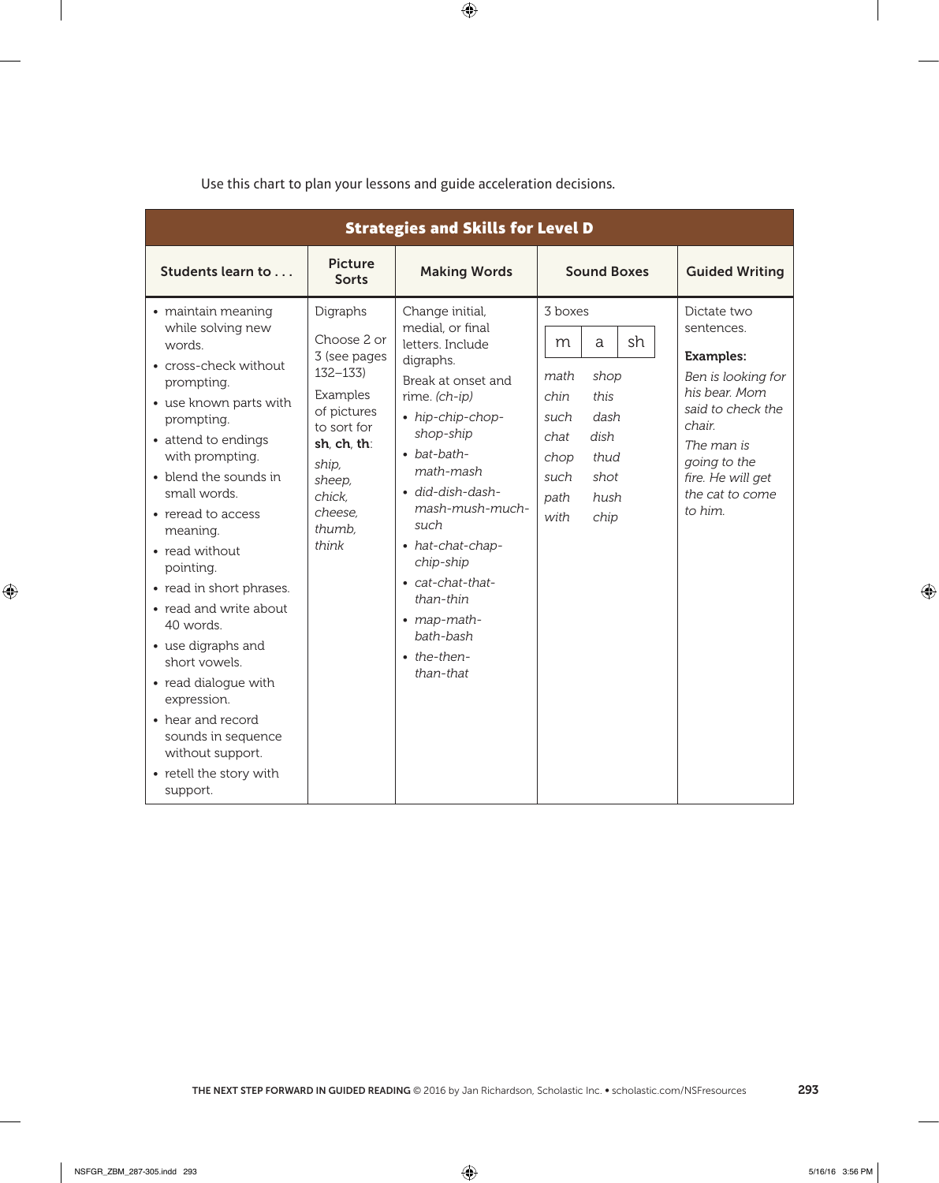Use this chart to plan your lessons and guide acceleration decisions.

| **Strategies and Skills for Level D** | | | | |
|---|---|---|---|---|
| **Students learn to . . .** | **Picture Sorts** | **Making Words** | **Sound Boxes** | **Guided Writing** |
| • maintain meaning while solving new words.<br>• cross-check without prompting.<br>• use known parts with prompting.<br>• attend to endings with prompting.<br>• blend the sounds in small words.<br>• reread to access meaning.<br>• read without pointing.<br>• read in short phrases.<br>• read and write about 40 words.<br>• use digraphs and short vowels.<br>• read dialogue with expression.<br>• hear and record sounds in sequence without support.<br>• retell the story with support. | Digraphs<br><br>Choose 2 or 3 (see pages 132–133)<br><br>Examples of pictures to sort for **sh**, **ch**, **th**:<br><br>*ship, sheep, chick, cheese, thumb, think* | Change initial, medial, or final letters. Include digraphs.<br><br>Break at onset and rime. *(ch-ip)*<br><br>• *hip-chip-chop-shop-ship*<br>• *bat-bath-math-mash*<br>• *did-dish-dash-mash-mush-much-such*<br>• *hat-chat-chap-chip-ship*<br>• *cat-chat-that-than-thin*<br>• *map-math-bath-bash*<br>• *the-then-than-that* | 3 boxes<br><br>\| m \| a \| sh \|<br><br>*math* *shop*<br>*chin* *this*<br>*such* *dash*<br>*chat* *dish*<br>*chop* *thud*<br>*such* *shot*<br>*path* *hush*<br>*with* *chip* | Dictate two sentences.<br><br>**Examples:**<br><br>*Ben is looking for his bear. Mom said to check the chair.*<br><br>*The man is going to the fire. He will get the cat to come to him.* |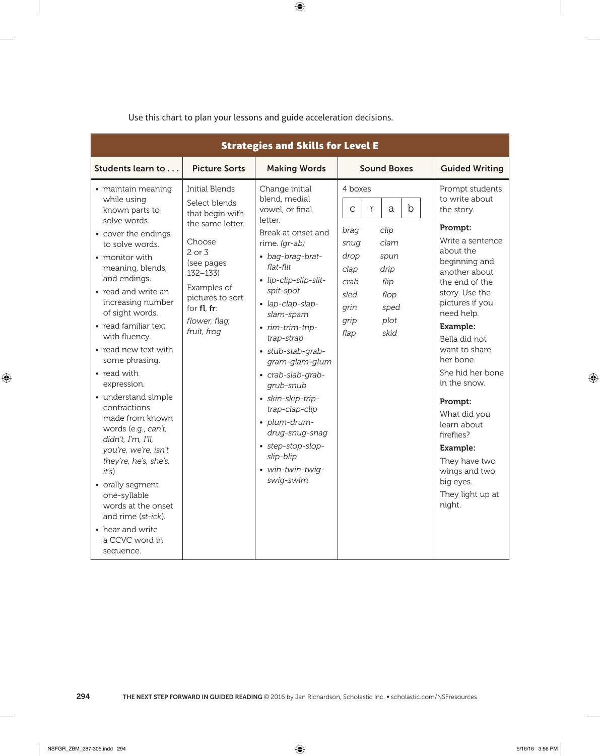Use this chart to plan your lessons and guide acceleration decisions.

**Strategies and Skills for Level E**

| Students learn to . . . | Picture Sorts | Making Words | Sound Boxes | Guided Writing |
|---|---|---|---|---|
| • maintain meaning while using known parts to solve words.<br>• cover the endings to solve words.<br>• monitor with meaning, blends, and endings.<br>• read and write an increasing number of sight words.<br>• read familiar text with fluency.<br>• read new text with some phrasing.<br>• read with expression.<br>• understand simple contractions made from known words (e.g., *can't, didn't, I'm, I'll, you're, we're, isn't they're, he's, she's, it's*)<br>• orally segment one-syllable words at the onset and rime (*st-ick*).<br>• hear and write a CCVC word in sequence. | Initial Blends<br>Select blends that begin with the same letter.<br>Choose 2 or 3 (see pages 132–133)<br>Examples of pictures to sort for **fl**, **fr**:<br>*flower, flag, fruit, frog* | Change initial blend, medial vowel, or final letter.<br>Break at onset and rime. *(gr-ab)*<br>• *bag-brag-brat-flat-flit*<br>• *lip-clip-slip-slit-spit-spot*<br>• *lap-clap-slap-slam-spam*<br>• *rim-trim-trip-trap-strap*<br>• *stub-stab-grab-gram-glam-glum*<br>• *crab-slab-grab-grub-snub*<br>• *skin-skip-trip-trap-clap-clip*<br>• *plum-drum-drug-snug-snag*<br>• *step-stop-slop-slip-blip*<br>• *win-twin-twig-swig-swim* | 4 boxes<br>[ c \| r \| a \| b ]<br>*brag* *clip*<br>*snug* *clam*<br>*drop* *spun*<br>*clap* *drip*<br>*crab* *flip*<br>*sled* *flop*<br>*grin* *sped*<br>*grip* *plot*<br>*flap* *skid* | Prompt students to write about the story.<br>**Prompt:**<br>Write a sentence about the beginning and another about the end of the story. Use the pictures if you need help.<br>**Example:**<br>Bella did not want to share her bone.<br>She hid her bone in the snow.<br>**Prompt:**<br>What did you learn about fireflies?<br>**Example:**<br>They have two wings and two big eyes.<br>They light up at night. |

THE NEXT STEP FORWARD IN GUIDED READING © 2016 by Jan Richardson, Scholastic Inc. • scholastic.com/NSFresources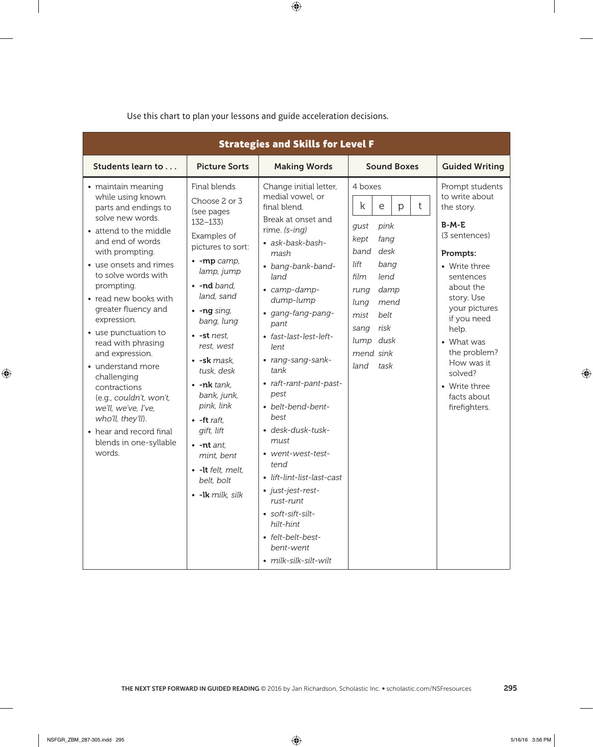Use this chart to plan your lessons and guide acceleration decisions.

| Strategies and Skills for Level F | | | | |
|---|---|---|---|---|
| **Students learn to . . .** | **Picture Sorts** | **Making Words** | **Sound Boxes** | **Guided Writing** |
| • maintain meaning while using known parts and endings to solve new words.<br>• attend to the middle and end of words with prompting.<br>• use onsets and rimes to solve words with prompting.<br>• read new books with greater fluency and expression.<br>• use punctuation to read with phrasing and expression.<br>• understand more challenging contractions (e.g., *couldn't, won't, we'll, we've, I've, who'll, they'll*).<br>• hear and record final blends in one-syllable words. | Final blends<br>Choose 2 or 3 (see pages 132–133)<br>Examples of pictures to sort:<br>• **-mp** *camp, lamp, jump*<br>• **-nd** *band, land, sand*<br>• **-ng** *sing, bang, lung*<br>• **-st** *nest, rest, west*<br>• **-sk** *mask, tusk, desk*<br>• **-nk** *tank, bank, junk, pink, link*<br>• **-ft** *raft, gift, lift*<br>• **-nt** *ant, mint, bent*<br>• **-lt** *felt, melt, belt, bolt*<br>• **-lk** *milk, silk* | Change initial letter, medial vowel, or final blend.<br>Break at onset and rime. *(s-ing)*<br>• *ask-bask-bash-mash*<br>• *bang-bank-band-land*<br>• *camp-damp-dump-lump*<br>• *gang-fang-pang-pant*<br>• *fast-last-lest-left-lent*<br>• *rang-sang-sank-tank*<br>• *raft-rant-pant-past-pest*<br>• *belt-bend-bent-best*<br>• *desk-dusk-tusk-must*<br>• *went-west-test-tend*<br>• *lift-lint-list-last-cast*<br>• *just-jest-rest-rust-runt*<br>• *soft-sift-silt-hilt-hint*<br>• *felt-belt-best-bent-went*<br>• *milk-silk-silt-wilt* | 4 boxes<br>[ k \| e \| p \| t ]<br>*gust* *pink*<br>*kept* *fang*<br>*band* *desk*<br>*lift* *bang*<br>*film* *lend*<br>*rung* *damp*<br>*lung* *mend*<br>*mist* *belt*<br>*sang* *risk*<br>*lump* *dusk*<br>*mend* *sink*<br>*land* *task* | Prompt students to write about the story.<br>**B-M-E**<br>(3 sentences)<br>**Prompts:**<br>• Write three sentences about the story. Use your pictures if you need help.<br>• What was the problem? How was it solved?<br>• Write three facts about firefighters. |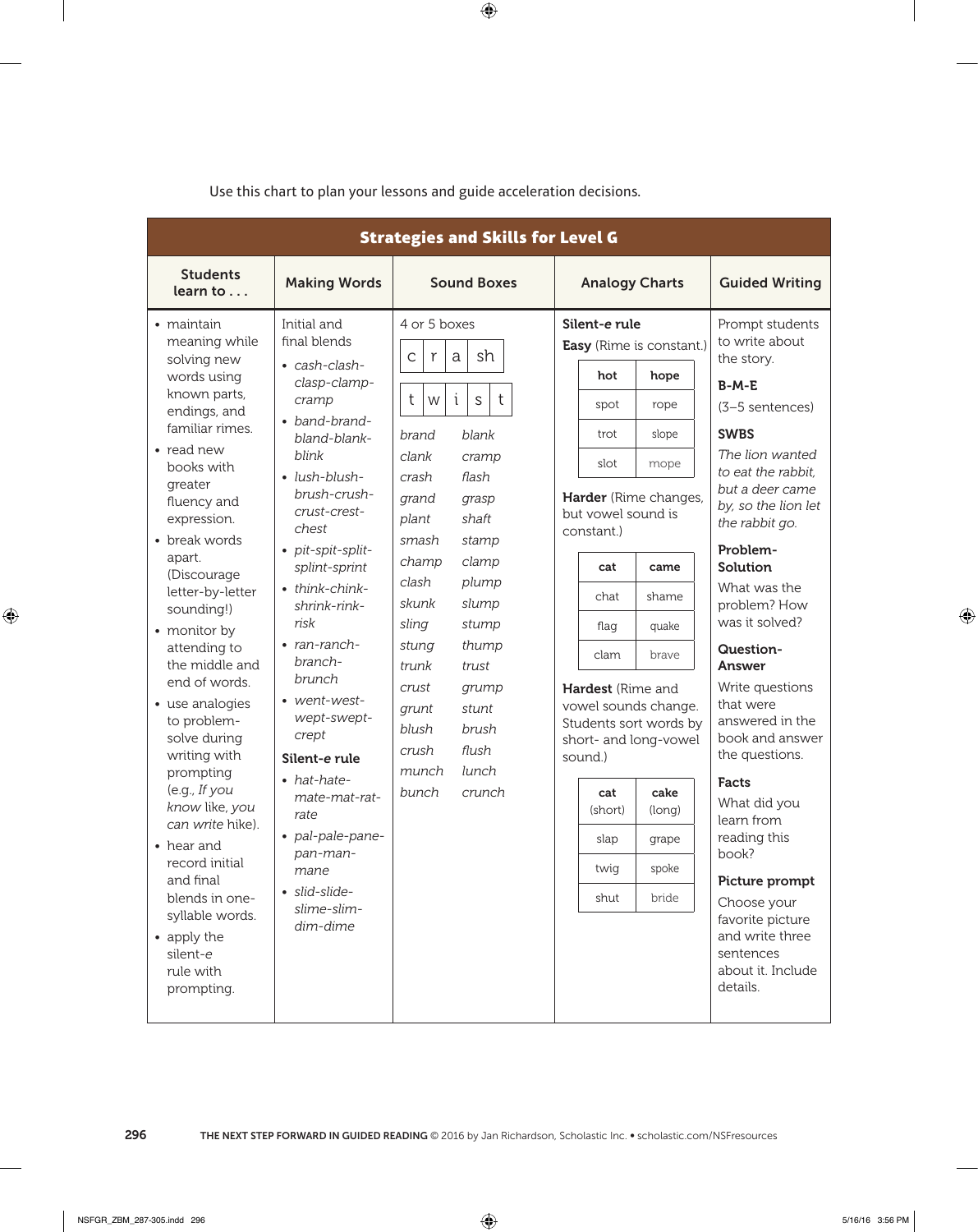Use this chart to plan your lessons and guide acceleration decisions.

## Strategies and Skills for Level G

| Students learn to . . . | Making Words | Sound Boxes | Analogy Charts | Guided Writing |
|---|---|---|---|---|
| • maintain meaning while solving new words using known parts, endings, and familiar rimes.<br>• read new books with greater fluency and expression.<br>• break words apart. (Discourage letter-by-letter sounding!)<br>• monitor by attending to the middle and end of words.<br>• use analogies to problem-solve during writing with prompting (e.g., *If you know* like, *you can write* hike).<br>• hear and record initial and final blends in one-syllable words.<br>• apply the silent-*e* rule with prompting. | Initial and final blends<br>• *cash-clash-clasp-clamp-cramp*<br>• *band-brand-bland-blank-blink*<br>• *lush-blush-brush-crush-crust-crest-chest*<br>• *pit-spit-split-splint-sprint*<br>• *think-chink-shrink-rink-risk*<br>• *ran-ranch-branch-brunch*<br>• *went-west-wept-swept-crept*<br>**Silent-*e* rule**<br>• *hat-hate-mate-mat-rat-rate*<br>• *pal-pale-pane-pan-man-mane*<br>• *slid-slide-slime-slim-dim-dime* | 4 or 5 boxes<br>[c \| r \| a \| sh]<br>[t \| w \| i \| s \| t]<br>*brand* *blank*<br>*clank* *cramp*<br>*crash* *flash*<br>*grand* *grasp*<br>*plant* *shaft*<br>*smash* *stamp*<br>*champ* *clamp*<br>*clash* *plump*<br>*skunk* *slump*<br>*sling* *stump*<br>*stung* *thump*<br>*trunk* *trust*<br>*crust* *grump*<br>*grunt* *stunt*<br>*blush* *brush*<br>*crush* *flush*<br>*munch* *lunch*<br>*bunch* *crunch* | **Silent-*e* rule**<br>**Easy** (Rime is constant.)<br>hot \| hope<br>spot \| rope<br>trot \| slope<br>slot \| mope<br>**Harder** (Rime changes, but vowel sound is constant.)<br>cat \| came<br>chat \| shame<br>flag \| quake<br>clam \| brave<br>**Hardest** (Rime and vowel sounds change. Students sort words by short- and long-vowel sound.)<br>cat (short) \| cake (long)<br>slap \| grape<br>twig \| spoke<br>shut \| bride | Prompt students to write about the story.<br>**B-M-E**<br>(3–5 sentences)<br>**SWBS**<br>*The lion wanted to eat the rabbit, but a deer came by, so the lion let the rabbit go.*<br>**Problem-Solution**<br>What was the problem? How was it solved?<br>**Question-Answer**<br>Write questions that were answered in the book and answer the questions.<br>**Facts**<br>What did you learn from reading this book?<br>**Picture prompt**<br>Choose your favorite picture and write three sentences about it. Include details. |

THE NEXT STEP FORWARD IN GUIDED READING © 2016 by Jan Richardson, Scholastic Inc. • scholastic.com/NSFresources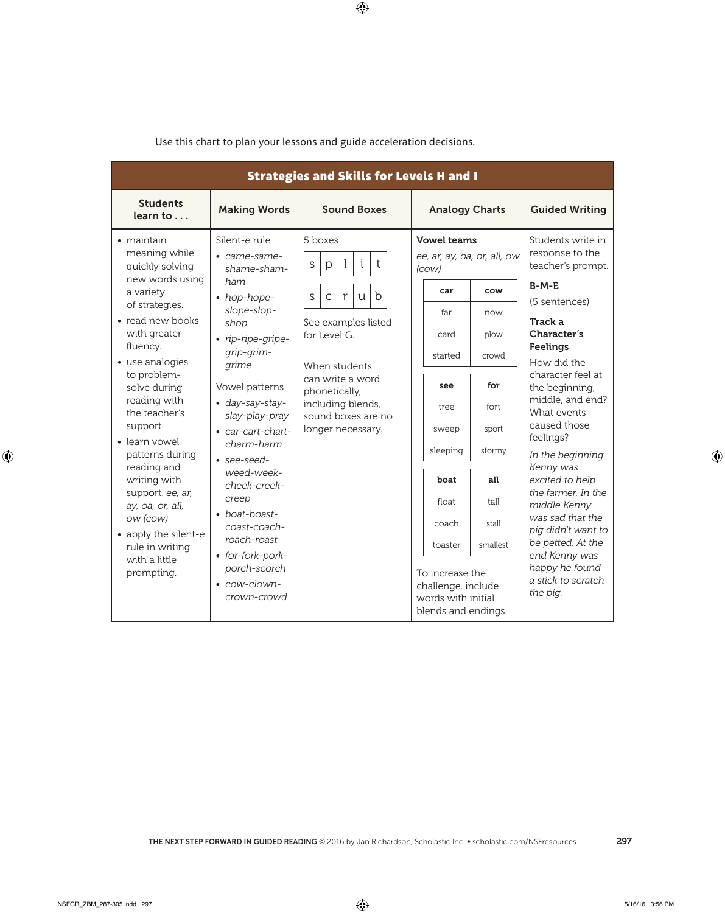Use this chart to plan your lessons and guide acceleration decisions.

**Strategies and Skills for Levels H and I**

| Students learn to . . . | Making Words | Sound Boxes | Analogy Charts | Guided Writing |
|---|---|---|---|---|
| • maintain meaning while quickly solving new words using a variety of strategies.<br>• read new books with greater fluency.<br>• use analogies to problem-solve during reading with the teacher's support.<br>• learn vowel patterns during reading and writing with support. *ee, ar, ay, oa, or, all, ow (cow)*<br>• apply the silent-*e* rule in writing with a little prompting. | Silent-*e* rule<br>• *came-same-shame-sham-ham*<br>• *hop-hope-slope-slop-shop*<br>• *rip-ripe-gripe-grip-grim-grime*<br><br>Vowel patterns<br>• *day-say-stay-slay-play-pray*<br>• *car-cart-chart-charm-harm*<br>• *see-seed-weed-week-cheek-creek-creep*<br>• *boat-boast-coast-coach-roach-roast*<br>• *for-fork-pork-porch-scorch*<br>• *cow-clown-crown-crowd* | 5 boxes<br>s \| p \| l \| i \| t<br>s \| c \| r \| u \| b<br><br>See examples listed for Level G.<br><br>When students can write a word phonetically, including blends, sound boxes are no longer necessary. | **Vowel teams**<br>*ee, ar, ay, oa, or, all, ow (cow)*<br><br>**car** \| **cow**<br>far \| now<br>card \| plow<br>started \| crowd<br><br>**see** \| **for**<br>tree \| fort<br>sweep \| sport<br>sleeping \| stormy<br><br>**boat** \| **all**<br>float \| tall<br>coach \| stall<br>toaster \| smallest<br><br>To increase the challenge, include words with initial blends and endings. | Students write in response to the teacher's prompt.<br><br>**B-M-E**<br>(5 sentences)<br><br>**Track a Character's Feelings**<br>How did the character feel at the beginning, middle, and end? What events caused those feelings?<br><br>*In the beginning Kenny was excited to help the farmer. In the middle Kenny was sad that the pig didn't want to be petted. At the end Kenny was happy he found a stick to scratch the pig.* |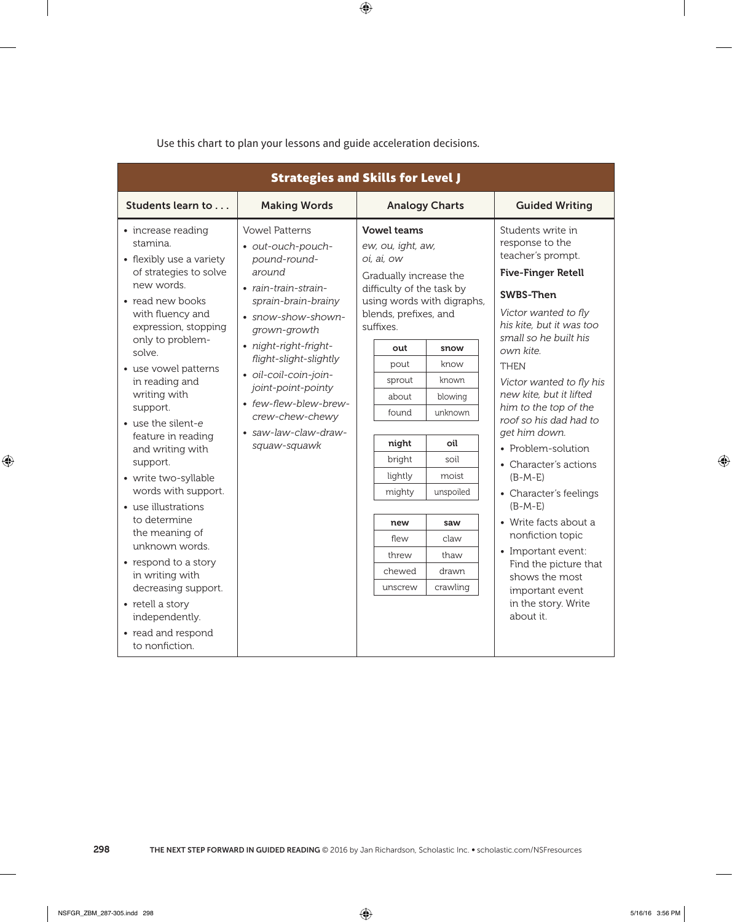Use this chart to plan your lessons and guide acceleration decisions.

## Strategies and Skills for Level J

### Students learn to . . .

- increase reading stamina.
- flexibly use a variety of strategies to solve new words.
- read new books with fluency and expression, stopping only to problem-solve.
- use vowel patterns in reading and writing with support.
- use the silent-*e* feature in reading and writing with support.
- write two-syllable words with support.
- use illustrations to determine the meaning of unknown words.
- respond to a story in writing with decreasing support.
- retell a story independently.
- read and respond to nonfiction.

### Making Words

Vowel Patterns

- *out-ouch-pouch-pound-round-around*
- *rain-train-strain-sprain-brain-brainy*
- *snow-show-shown-grown-growth*
- *night-right-fright-flight-slight-slightly*
- *oil-coil-coin-join-joint-point-pointy*
- *few-flew-blew-brew-crew-chew-chewy*
- *saw-law-claw-draw-squaw-squawk*

### Analogy Charts

**Vowel teams**

*ew, ou, ight, aw, oi, ai, ow*

Gradually increase the difficulty of the task by using words with digraphs, blends, prefixes, and suffixes.

| out | snow |
|---|---|
| pout | know |
| sprout | known |
| about | blowing |
| found | unknown |

| night | oil |
|---|---|
| bright | soil |
| lightly | moist |
| mighty | unspoiled |

| new | saw |
|---|---|
| flew | claw |
| threw | thaw |
| chewed | drawn |
| unscrew | crawling |

### Guided Writing

Students write in response to the teacher's prompt.

**Five-Finger Retell**

**SWBS-Then**

*Victor wanted to fly his kite, but it was too small so he built his own kite.*

THEN

*Victor wanted to fly his new kite, but it lifted him to the top of the roof so his dad had to get him down.*

- Problem-solution
- Character's actions (B-M-E)
- Character's feelings (B-M-E)
- Write facts about a nonfiction topic
- Important event: Find the picture that shows the most important event in the story. Write about it.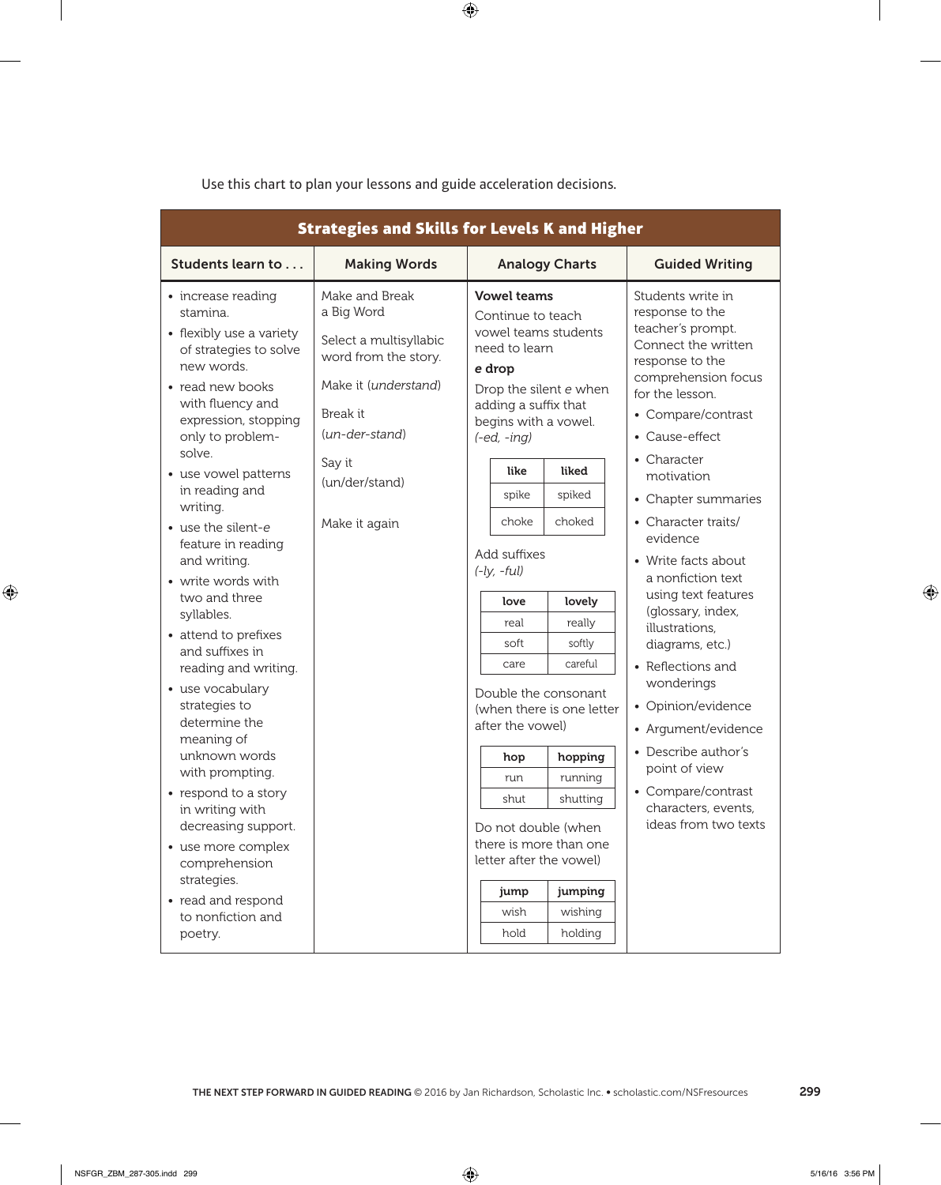Use this chart to plan your lessons and guide acceleration decisions.

## Strategies and Skills for Levels K and Higher

| Students learn to . . . | Making Words | Analogy Charts | Guided Writing |
|---|---|---|---|
| • increase reading stamina.<br>• flexibly use a variety of strategies to solve new words.<br>• read new books with fluency and expression, stopping only to problem-solve.<br>• use vowel patterns in reading and writing.<br>• use the silent-*e* feature in reading and writing.<br>• write words with two and three syllables.<br>• attend to prefixes and suffixes in reading and writing.<br>• use vocabulary strategies to determine the meaning of unknown words with prompting.<br>• respond to a story in writing with decreasing support.<br>• use more complex comprehension strategies.<br>• read and respond to nonfiction and poetry. | Make and Break a Big Word<br><br>Select a multisyllabic word from the story.<br><br>Make it (*understand*)<br><br>Break it<br>(*un-der-stand*)<br><br>Say it<br>(un/der/stand)<br><br>Make it again | **Vowel teams**<br>Continue to teach vowel teams students need to learn<br><br>***e* drop**<br>Drop the silent *e* when adding a suffix that begins with a vowel. *(-ed, -ing)*<br><br>**like** / **liked**; spike / spiked; choke / choked<br><br>Add suffixes *(-ly, -ful)*<br><br>**love** / **lovely**; real / really; soft / softly; care / careful<br><br>Double the consonant (when there is one letter after the vowel)<br><br>**hop** / **hopping**; run / running; shut / shutting<br><br>Do not double (when there is more than one letter after the vowel)<br><br>**jump** / **jumping**; wish / wishing; hold / holding | Students write in response to the teacher's prompt. Connect the written response to the comprehension focus for the lesson.<br>• Compare/contrast<br>• Cause-effect<br>• Character motivation<br>• Chapter summaries<br>• Character traits/ evidence<br>• Write facts about a nonfiction text using text features (glossary, index, illustrations, diagrams, etc.)<br>• Reflections and wonderings<br>• Opinion/evidence<br>• Argument/evidence<br>• Describe author's point of view<br>• Compare/contrast characters, events, ideas from two texts |

THE NEXT STEP FORWARD IN GUIDED READING © 2016 by Jan Richardson, Scholastic Inc. • scholastic.com/NSFresources